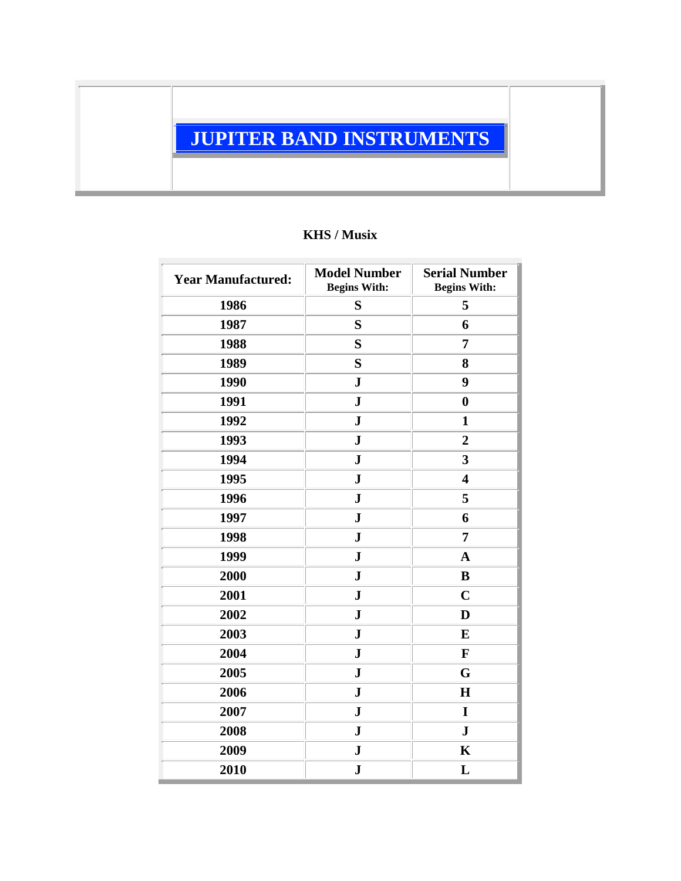# JUPITER BAND INSTRUMENTS

**KHS / Musix**

| Year Manufactured: | Model Number Begins With: | Serial Number Begins With: |
|---|---|---|
| 1986 | S | 5 |
| 1987 | S | 6 |
| 1988 | S | 7 |
| 1989 | S | 8 |
| 1990 | J | 9 |
| 1991 | J | 0 |
| 1992 | J | 1 |
| 1993 | J | 2 |
| 1994 | J | 3 |
| 1995 | J | 4 |
| 1996 | J | 5 |
| 1997 | J | 6 |
| 1998 | J | 7 |
| 1999 | J | A |
| 2000 | J | B |
| 2001 | J | C |
| 2002 | J | D |
| 2003 | J | E |
| 2004 | J | F |
| 2005 | J | G |
| 2006 | J | H |
| 2007 | J | I |
| 2008 | J | J |
| 2009 | J | K |
| 2010 | J | L |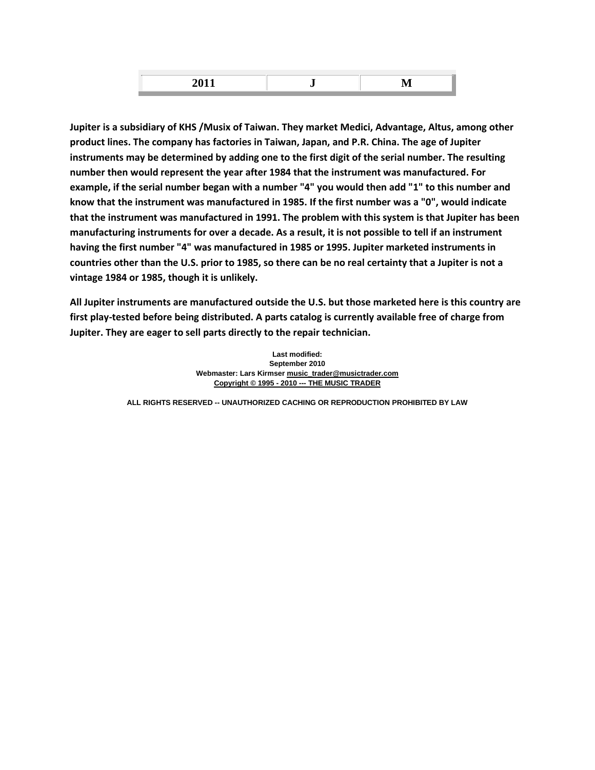| | | |
|---|---|---|
| 2011 | J | M |

**Jupiter is a subsidiary of KHS /Musix of Taiwan. They market Medici, Advantage, Altus, among other product lines. The company has factories in Taiwan, Japan, and P.R. China. The age of Jupiter instruments may be determined by adding one to the first digit of the serial number. The resulting number then would represent the year after 1984 that the instrument was manufactured. For example, if the serial number began with a number "4" you would then add "1" to this number and know that the instrument was manufactured in 1985. If the first number was a "0", would indicate that the instrument was manufactured in 1991. The problem with this system is that Jupiter has been manufacturing instruments for over a decade. As a result, it is not possible to tell if an instrument having the first number "4" was manufactured in 1985 or 1995. Jupiter marketed instruments in countries other than the U.S. prior to 1985, so there can be no real certainty that a Jupiter is not a vintage 1984 or 1985, though it is unlikely.**

**All Jupiter instruments are manufactured outside the U.S. but those marketed here is this country are first play-tested before being distributed. A parts catalog is currently available free of charge from Jupiter. They are eager to sell parts directly to the repair technician.**

**Last modified:**
**September 2010**
**Webmaster: Lars Kirmser music_trader@musictrader.com**
**Copyright © 1995 - 2010 --- THE MUSIC TRADER**

**ALL RIGHTS RESERVED -- UNAUTHORIZED CACHING OR REPRODUCTION PROHIBITED BY LAW**